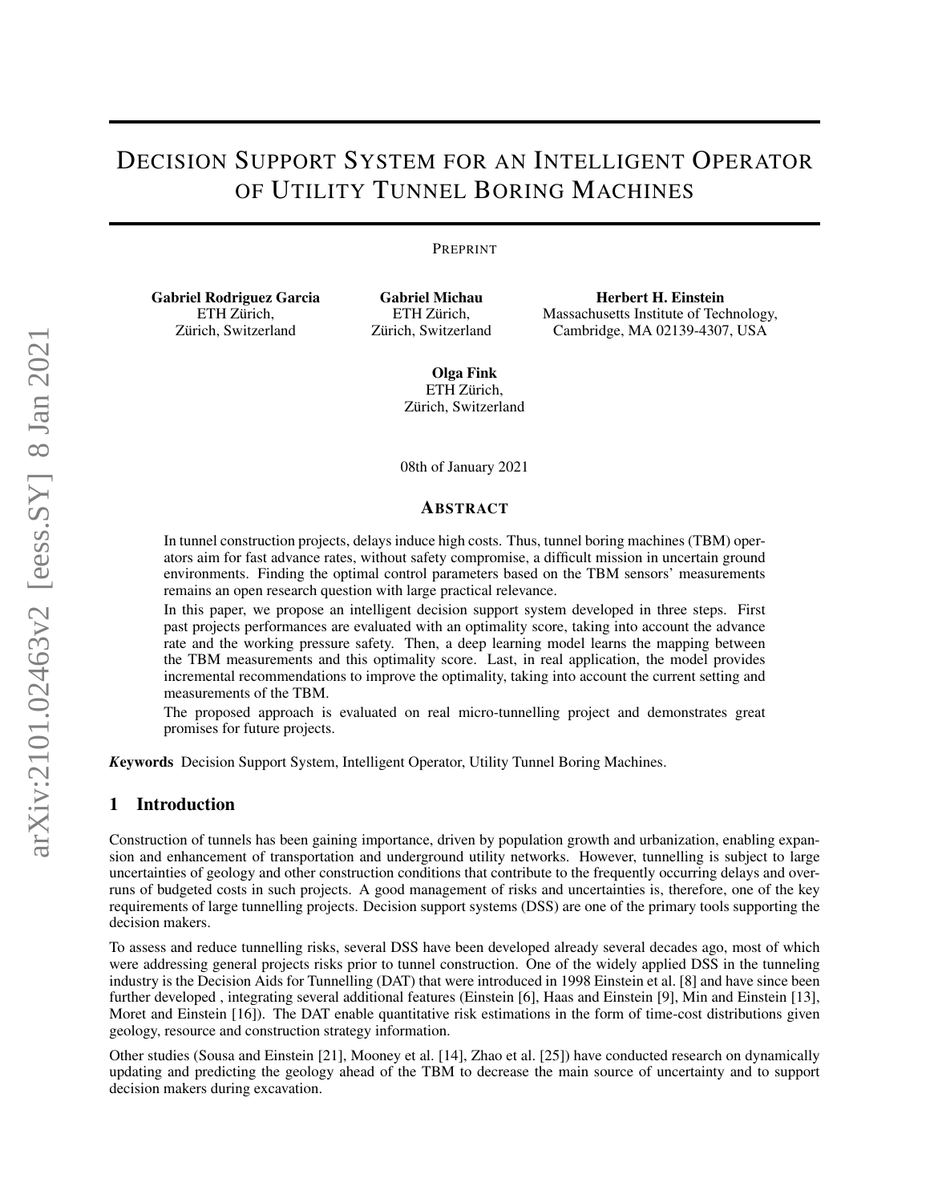# Decision Support System for an Intelligent Operator of Utility Tunnel Boring Machines

Preprint

**Gabriel Rodriguez Garcia**
ETH Zürich,
Zürich, Switzerland

**Gabriel Michau**
ETH Zürich,
Zürich, Switzerland

**Herbert H. Einstein**
Massachusetts Institute of Technology,
Cambridge, MA 02139-4307, USA

**Olga Fink**
ETH Zürich,
Zürich, Switzerland

08th of January 2021

## Abstract

In tunnel construction projects, delays induce high costs. Thus, tunnel boring machines (TBM) operators aim for fast advance rates, without safety compromise, a difficult mission in uncertain ground environments. Finding the optimal control parameters based on the TBM sensors' measurements remains an open research question with large practical relevance.

In this paper, we propose an intelligent decision support system developed in three steps. First past projects performances are evaluated with an optimality score, taking into account the advance rate and the working pressure safety. Then, a deep learning model learns the mapping between the TBM measurements and this optimality score. Last, in real application, the model provides incremental recommendations to improve the optimality, taking into account the current setting and measurements of the TBM.

The proposed approach is evaluated on real micro-tunnelling project and demonstrates great promises for future projects.

***Keywords*** Decision Support System, Intelligent Operator, Utility Tunnel Boring Machines.

## 1 Introduction

Construction of tunnels has been gaining importance, driven by population growth and urbanization, enabling expansion and enhancement of transportation and underground utility networks. However, tunnelling is subject to large uncertainties of geology and other construction conditions that contribute to the frequently occurring delays and overruns of budgeted costs in such projects. A good management of risks and uncertainties is, therefore, one of the key requirements of large tunnelling projects. Decision support systems (DSS) are one of the primary tools supporting the decision makers.

To assess and reduce tunnelling risks, several DSS have been developed already several decades ago, most of which were addressing general projects risks prior to tunnel construction. One of the widely applied DSS in the tunneling industry is the Decision Aids for Tunnelling (DAT) that were introduced in 1998 Einstein et al. [8] and have since been further developed , integrating several additional features (Einstein [6], Haas and Einstein [9], Min and Einstein [13], Moret and Einstein [16]). The DAT enable quantitative risk estimations in the form of time-cost distributions given geology, resource and construction strategy information.

Other studies (Sousa and Einstein [21], Mooney et al. [14], Zhao et al. [25]) have conducted research on dynamically updating and predicting the geology ahead of the TBM to decrease the main source of uncertainty and to support decision makers during excavation.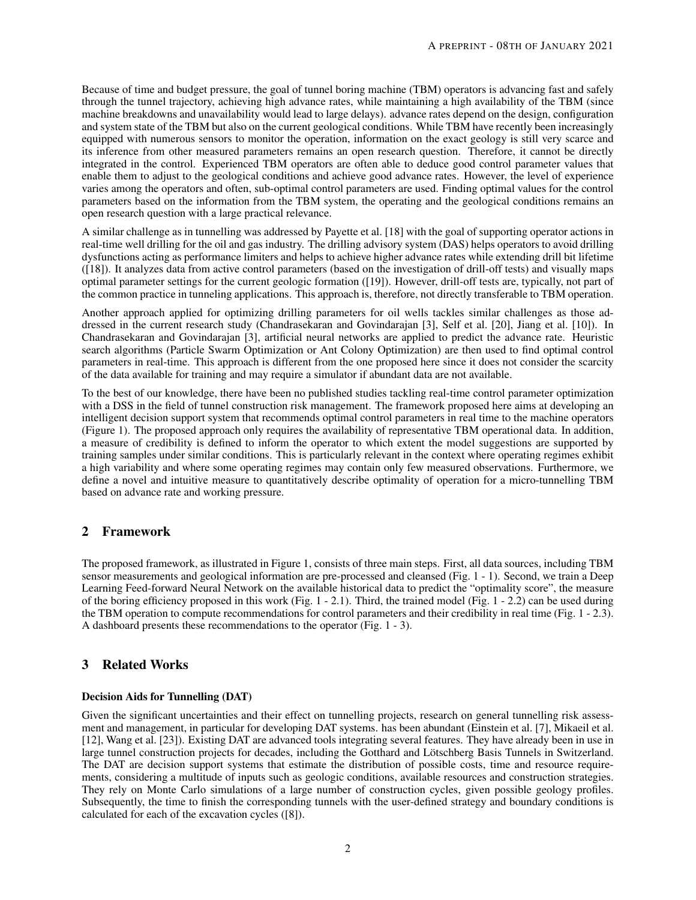Because of time and budget pressure, the goal of tunnel boring machine (TBM) operators is advancing fast and safely through the tunnel trajectory, achieving high advance rates, while maintaining a high availability of the TBM (since machine breakdowns and unavailability would lead to large delays). advance rates depend on the design, configuration and system state of the TBM but also on the current geological conditions. While TBM have recently been increasingly equipped with numerous sensors to monitor the operation, information on the exact geology is still very scarce and its inference from other measured parameters remains an open research question. Therefore, it cannot be directly integrated in the control. Experienced TBM operators are often able to deduce good control parameter values that enable them to adjust to the geological conditions and achieve good advance rates. However, the level of experience varies among the operators and often, sub-optimal control parameters are used. Finding optimal values for the control parameters based on the information from the TBM system, the operating and the geological conditions remains an open research question with a large practical relevance.

A similar challenge as in tunnelling was addressed by Payette et al. [18] with the goal of supporting operator actions in real-time well drilling for the oil and gas industry. The drilling advisory system (DAS) helps operators to avoid drilling dysfunctions acting as performance limiters and helps to achieve higher advance rates while extending drill bit lifetime ([18]). It analyzes data from active control parameters (based on the investigation of drill-off tests) and visually maps optimal parameter settings for the current geologic formation ([19]). However, drill-off tests are, typically, not part of the common practice in tunneling applications. This approach is, therefore, not directly transferable to TBM operation.

Another approach applied for optimizing drilling parameters for oil wells tackles similar challenges as those addressed in the current research study (Chandrasekaran and Govindarajan [3], Self et al. [20], Jiang et al. [10]). In Chandrasekaran and Govindarajan [3], artificial neural networks are applied to predict the advance rate. Heuristic search algorithms (Particle Swarm Optimization or Ant Colony Optimization) are then used to find optimal control parameters in real-time. This approach is different from the one proposed here since it does not consider the scarcity of the data available for training and may require a simulator if abundant data are not available.

To the best of our knowledge, there have been no published studies tackling real-time control parameter optimization with a DSS in the field of tunnel construction risk management. The framework proposed here aims at developing an intelligent decision support system that recommends optimal control parameters in real time to the machine operators (Figure 1). The proposed approach only requires the availability of representative TBM operational data. In addition, a measure of credibility is defined to inform the operator to which extent the model suggestions are supported by training samples under similar conditions. This is particularly relevant in the context where operating regimes exhibit a high variability and where some operating regimes may contain only few measured observations. Furthermore, we define a novel and intuitive measure to quantitatively describe optimality of operation for a micro-tunnelling TBM based on advance rate and working pressure.

## 2 Framework

The proposed framework, as illustrated in Figure 1, consists of three main steps. First, all data sources, including TBM sensor measurements and geological information are pre-processed and cleansed (Fig. 1 - 1). Second, we train a Deep Learning Feed-forward Neural Network on the available historical data to predict the "optimality score", the measure of the boring efficiency proposed in this work (Fig. 1 - 2.1). Third, the trained model (Fig. 1 - 2.2) can be used during the TBM operation to compute recommendations for control parameters and their credibility in real time (Fig. 1 - 2.3). A dashboard presents these recommendations to the operator (Fig. 1 - 3).

## 3 Related Works

**Decision Aids for Tunnelling (DAT)**

Given the significant uncertainties and their effect on tunnelling projects, research on general tunnelling risk assessment and management, in particular for developing DAT systems. has been abundant (Einstein et al. [7], Mikaeil et al. [12], Wang et al. [23]). Existing DAT are advanced tools integrating several features. They have already been in use in large tunnel construction projects for decades, including the Gotthard and Lötschberg Basis Tunnels in Switzerland. The DAT are decision support systems that estimate the distribution of possible costs, time and resource requirements, considering a multitude of inputs such as geologic conditions, available resources and construction strategies. They rely on Monte Carlo simulations of a large number of construction cycles, given possible geology profiles. Subsequently, the time to finish the corresponding tunnels with the user-defined strategy and boundary conditions is calculated for each of the excavation cycles ([8]).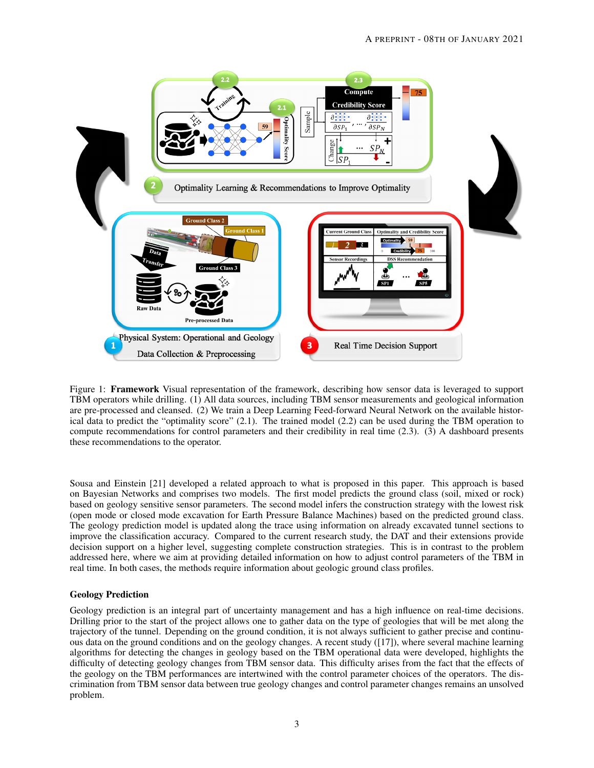Figure 1: **Framework** Visual representation of the framework, describing how sensor data is leveraged to support TBM operators while drilling. (1) All data sources, including TBM sensor measurements and geological information are pre-processed and cleansed. (2) We train a Deep Learning Feed-forward Neural Network on the available historical data to predict the "optimality score" (2.1). The trained model (2.2) can be used during the TBM operation to compute recommendations for control parameters and their credibility in real time (2.3). (3) A dashboard presents these recommendations to the operator.

Sousa and Einstein [21] developed a related approach to what is proposed in this paper. This approach is based on Bayesian Networks and comprises two models. The first model predicts the ground class (soil, mixed or rock) based on geology sensitive sensor parameters. The second model infers the construction strategy with the lowest risk (open mode or closed mode excavation for Earth Pressure Balance Machines) based on the predicted ground class. The geology prediction model is updated along the trace using information on already excavated tunnel sections to improve the classification accuracy. Compared to the current research study, the DAT and their extensions provide decision support on a higher level, suggesting complete construction strategies. This is in contrast to the problem addressed here, where we aim at providing detailed information on how to adjust control parameters of the TBM in real time. In both cases, the methods require information about geologic ground class profiles.

### Geology Prediction

Geology prediction is an integral part of uncertainty management and has a high influence on real-time decisions. Drilling prior to the start of the project allows one to gather data on the type of geologies that will be met along the trajectory of the tunnel. Depending on the ground condition, it is not always sufficient to gather precise and continuous data on the ground conditions and on the geology changes. A recent study ([17]), where several machine learning algorithms for detecting the changes in geology based on the TBM operational data were developed, highlights the difficulty of detecting geology changes from TBM sensor data. This difficulty arises from the fact that the effects of the geology on the TBM performances are intertwined with the control parameter choices of the operators. The discrimination from TBM sensor data between true geology changes and control parameter changes remains an unsolved problem.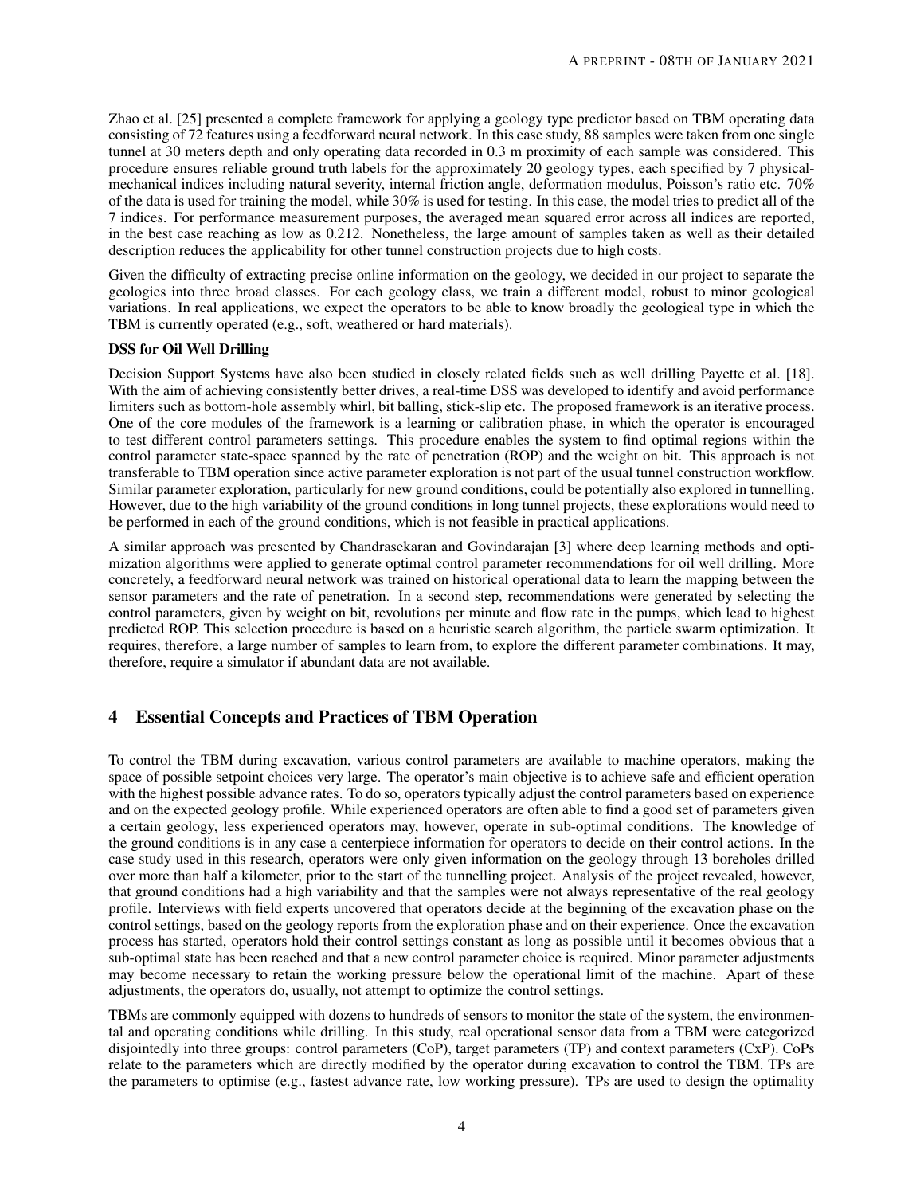Zhao et al. [25] presented a complete framework for applying a geology type predictor based on TBM operating data consisting of 72 features using a feedforward neural network. In this case study, 88 samples were taken from one single tunnel at 30 meters depth and only operating data recorded in 0.3 m proximity of each sample was considered. This procedure ensures reliable ground truth labels for the approximately 20 geology types, each specified by 7 physical-mechanical indices including natural severity, internal friction angle, deformation modulus, Poisson's ratio etc. 70% of the data is used for training the model, while 30% is used for testing. In this case, the model tries to predict all of the 7 indices. For performance measurement purposes, the averaged mean squared error across all indices are reported, in the best case reaching as low as 0.212. Nonetheless, the large amount of samples taken as well as their detailed description reduces the applicability for other tunnel construction projects due to high costs.

Given the difficulty of extracting precise online information on the geology, we decided in our project to separate the geologies into three broad classes. For each geology class, we train a different model, robust to minor geological variations. In real applications, we expect the operators to be able to know broadly the geological type in which the TBM is currently operated (e.g., soft, weathered or hard materials).

**DSS for Oil Well Drilling**

Decision Support Systems have also been studied in closely related fields such as well drilling Payette et al. [18]. With the aim of achieving consistently better drives, a real-time DSS was developed to identify and avoid performance limiters such as bottom-hole assembly whirl, bit balling, stick-slip etc. The proposed framework is an iterative process. One of the core modules of the framework is a learning or calibration phase, in which the operator is encouraged to test different control parameters settings. This procedure enables the system to find optimal regions within the control parameter state-space spanned by the rate of penetration (ROP) and the weight on bit. This approach is not transferable to TBM operation since active parameter exploration is not part of the usual tunnel construction workflow. Similar parameter exploration, particularly for new ground conditions, could be potentially also explored in tunnelling. However, due to the high variability of the ground conditions in long tunnel projects, these explorations would need to be performed in each of the ground conditions, which is not feasible in practical applications.

A similar approach was presented by Chandrasekaran and Govindarajan [3] where deep learning methods and optimization algorithms were applied to generate optimal control parameter recommendations for oil well drilling. More concretely, a feedforward neural network was trained on historical operational data to learn the mapping between the sensor parameters and the rate of penetration. In a second step, recommendations were generated by selecting the control parameters, given by weight on bit, revolutions per minute and flow rate in the pumps, which lead to highest predicted ROP. This selection procedure is based on a heuristic search algorithm, the particle swarm optimization. It requires, therefore, a large number of samples to learn from, to explore the different parameter combinations. It may, therefore, require a simulator if abundant data are not available.

## 4 Essential Concepts and Practices of TBM Operation

To control the TBM during excavation, various control parameters are available to machine operators, making the space of possible setpoint choices very large. The operator's main objective is to achieve safe and efficient operation with the highest possible advance rates. To do so, operators typically adjust the control parameters based on experience and on the expected geology profile. While experienced operators are often able to find a good set of parameters given a certain geology, less experienced operators may, however, operate in sub-optimal conditions. The knowledge of the ground conditions is in any case a centerpiece information for operators to decide on their control actions. In the case study used in this research, operators were only given information on the geology through 13 boreholes drilled over more than half a kilometer, prior to the start of the tunnelling project. Analysis of the project revealed, however, that ground conditions had a high variability and that the samples were not always representative of the real geology profile. Interviews with field experts uncovered that operators decide at the beginning of the excavation phase on the control settings, based on the geology reports from the exploration phase and on their experience. Once the excavation process has started, operators hold their control settings constant as long as possible until it becomes obvious that a sub-optimal state has been reached and that a new control parameter choice is required. Minor parameter adjustments may become necessary to retain the working pressure below the operational limit of the machine. Apart of these adjustments, the operators do, usually, not attempt to optimize the control settings.

TBMs are commonly equipped with dozens to hundreds of sensors to monitor the state of the system, the environmental and operating conditions while drilling. In this study, real operational sensor data from a TBM were categorized disjointedly into three groups: control parameters (CoP), target parameters (TP) and context parameters (CxP). CoPs relate to the parameters which are directly modified by the operator during excavation to control the TBM. TPs are the parameters to optimise (e.g., fastest advance rate, low working pressure). TPs are used to design the optimality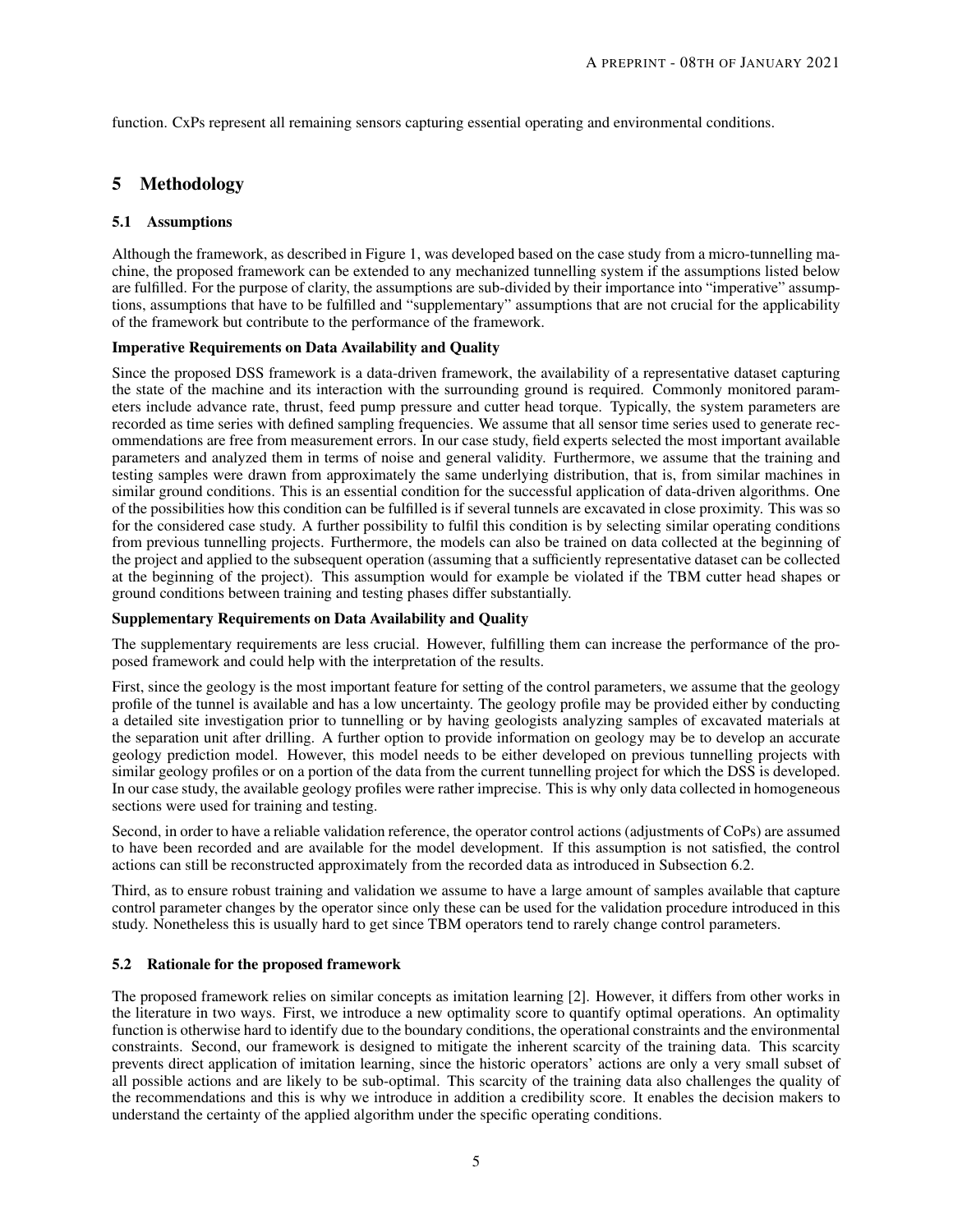function. CxPs represent all remaining sensors capturing essential operating and environmental conditions.

## 5 Methodology

### 5.1 Assumptions

Although the framework, as described in Figure 1, was developed based on the case study from a micro-tunnelling machine, the proposed framework can be extended to any mechanized tunnelling system if the assumptions listed below are fulfilled. For the purpose of clarity, the assumptions are sub-divided by their importance into "imperative" assumptions, assumptions that have to be fulfilled and "supplementary" assumptions that are not crucial for the applicability of the framework but contribute to the performance of the framework.

**Imperative Requirements on Data Availability and Quality**

Since the proposed DSS framework is a data-driven framework, the availability of a representative dataset capturing the state of the machine and its interaction with the surrounding ground is required. Commonly monitored parameters include advance rate, thrust, feed pump pressure and cutter head torque. Typically, the system parameters are recorded as time series with defined sampling frequencies. We assume that all sensor time series used to generate recommendations are free from measurement errors. In our case study, field experts selected the most important available parameters and analyzed them in terms of noise and general validity. Furthermore, we assume that the training and testing samples were drawn from approximately the same underlying distribution, that is, from similar machines in similar ground conditions. This is an essential condition for the successful application of data-driven algorithms. One of the possibilities how this condition can be fulfilled is if several tunnels are excavated in close proximity. This was so for the considered case study. A further possibility to fulfil this condition is by selecting similar operating conditions from previous tunnelling projects. Furthermore, the models can also be trained on data collected at the beginning of the project and applied to the subsequent operation (assuming that a sufficiently representative dataset can be collected at the beginning of the project). This assumption would for example be violated if the TBM cutter head shapes or ground conditions between training and testing phases differ substantially.

**Supplementary Requirements on Data Availability and Quality**

The supplementary requirements are less crucial. However, fulfilling them can increase the performance of the proposed framework and could help with the interpretation of the results.

First, since the geology is the most important feature for setting of the control parameters, we assume that the geology profile of the tunnel is available and has a low uncertainty. The geology profile may be provided either by conducting a detailed site investigation prior to tunnelling or by having geologists analyzing samples of excavated materials at the separation unit after drilling. A further option to provide information on geology may be to develop an accurate geology prediction model. However, this model needs to be either developed on previous tunnelling projects with similar geology profiles or on a portion of the data from the current tunnelling project for which the DSS is developed. In our case study, the available geology profiles were rather imprecise. This is why only data collected in homogeneous sections were used for training and testing.

Second, in order to have a reliable validation reference, the operator control actions (adjustments of CoPs) are assumed to have been recorded and are available for the model development. If this assumption is not satisfied, the control actions can still be reconstructed approximately from the recorded data as introduced in Subsection 6.2.

Third, as to ensure robust training and validation we assume to have a large amount of samples available that capture control parameter changes by the operator since only these can be used for the validation procedure introduced in this study. Nonetheless this is usually hard to get since TBM operators tend to rarely change control parameters.

### 5.2 Rationale for the proposed framework

The proposed framework relies on similar concepts as imitation learning [2]. However, it differs from other works in the literature in two ways. First, we introduce a new optimality score to quantify optimal operations. An optimality function is otherwise hard to identify due to the boundary conditions, the operational constraints and the environmental constraints. Second, our framework is designed to mitigate the inherent scarcity of the training data. This scarcity prevents direct application of imitation learning, since the historic operators' actions are only a very small subset of all possible actions and are likely to be sub-optimal. This scarcity of the training data also challenges the quality of the recommendations and this is why we introduce in addition a credibility score. It enables the decision makers to understand the certainty of the applied algorithm under the specific operating conditions.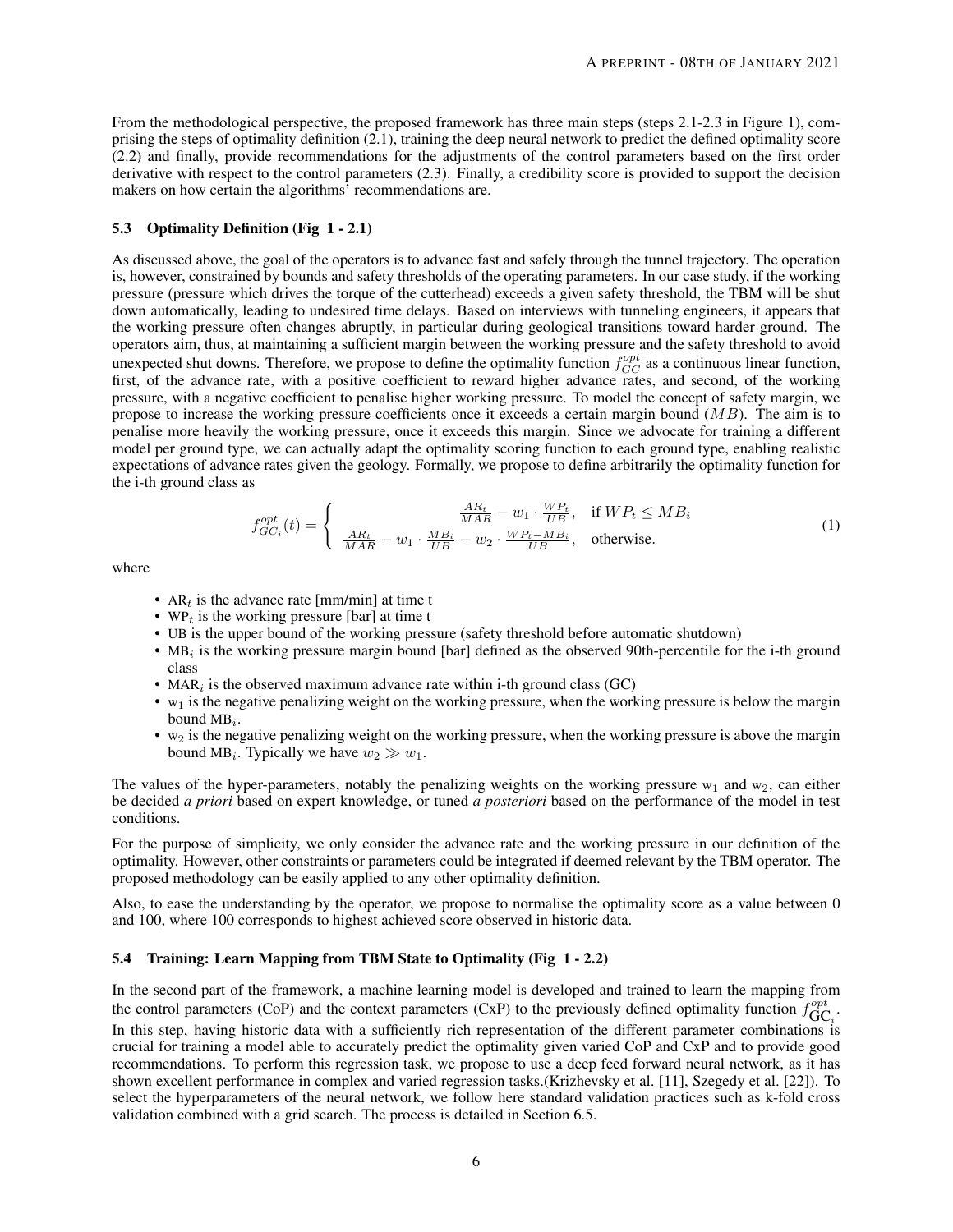From the methodological perspective, the proposed framework has three main steps (steps 2.1-2.3 in Figure 1), comprising the steps of optimality definition (2.1), training the deep neural network to predict the defined optimality score (2.2) and finally, provide recommendations for the adjustments of the control parameters based on the first order derivative with respect to the control parameters (2.3). Finally, a credibility score is provided to support the decision makers on how certain the algorithms' recommendations are.

### 5.3 Optimality Definition (Fig 1 - 2.1)

As discussed above, the goal of the operators is to advance fast and safely through the tunnel trajectory. The operation is, however, constrained by bounds and safety thresholds of the operating parameters. In our case study, if the working pressure (pressure which drives the torque of the cutterhead) exceeds a given safety threshold, the TBM will be shut down automatically, leading to undesired time delays. Based on interviews with tunneling engineers, it appears that the working pressure often changes abruptly, in particular during geological transitions toward harder ground. The operators aim, thus, at maintaining a sufficient margin between the working pressure and the safety threshold to avoid unexpected shut downs. Therefore, we propose to define the optimality function $f_{GC}^{opt}$ as a continuous linear function, first, of the advance rate, with a positive coefficient to reward higher advance rates, and second, of the working pressure, with a negative coefficient to penalise higher working pressure. To model the concept of safety margin, we propose to increase the working pressure coefficients once it exceeds a certain margin bound ($MB$). The aim is to penalise more heavily the working pressure, once it exceeds this margin. Since we advocate for training a different model per ground type, we can actually adapt the optimality scoring function to each ground type, enabling realistic expectations of advance rates given the geology. Formally, we propose to define arbitrarily the optimality function for the i-th ground class as

$$f_{GC_i}^{opt}(t) = \begin{cases} \frac{AR_t}{MAR} - w_1 \cdot \frac{WP_t}{UB}, & \text{if } WP_t \leq MB_i \\ \frac{AR_t}{MAR} - w_1 \cdot \frac{MB_i}{UB} - w_2 \cdot \frac{WP_t - MB_i}{UB}, & \text{otherwise.} \end{cases} \tag{1}$$

where

- $AR_t$ is the advance rate [mm/min] at time t
- $WP_t$ is the working pressure [bar] at time t
- UB is the upper bound of the working pressure (safety threshold before automatic shutdown)
- $MB_i$ is the working pressure margin bound [bar] defined as the observed 90th-percentile for the i-th ground class
- $MAR_i$ is the observed maximum advance rate within i-th ground class (GC)
- $w_1$ is the negative penalizing weight on the working pressure, when the working pressure is below the margin bound $MB_i$.
- $w_2$ is the negative penalizing weight on the working pressure, when the working pressure is above the margin bound $MB_i$. Typically we have $w_2 \gg w_1$.

The values of the hyper-parameters, notably the penalizing weights on the working pressure $w_1$ and $w_2$, can either be decided *a priori* based on expert knowledge, or tuned *a posteriori* based on the performance of the model in test conditions.

For the purpose of simplicity, we only consider the advance rate and the working pressure in our definition of the optimality. However, other constraints or parameters could be integrated if deemed relevant by the TBM operator. The proposed methodology can be easily applied to any other optimality definition.

Also, to ease the understanding by the operator, we propose to normalise the optimality score as a value between 0 and 100, where 100 corresponds to highest achieved score observed in historic data.

### 5.4 Training: Learn Mapping from TBM State to Optimality (Fig 1 - 2.2)

In the second part of the framework, a machine learning model is developed and trained to learn the mapping from the control parameters (CoP) and the context parameters (CxP) to the previously defined optimality function $f_{\text{GC}_i}^{opt}$. In this step, having historic data with a sufficiently rich representation of the different parameter combinations is crucial for training a model able to accurately predict the optimality given varied CoP and CxP and to provide good recommendations. To perform this regression task, we propose to use a deep feed forward neural network, as it has shown excellent performance in complex and varied regression tasks.(Krizhevsky et al. [11], Szegedy et al. [22]). To select the hyperparameters of the neural network, we follow here standard validation practices such as k-fold cross validation combined with a grid search. The process is detailed in Section 6.5.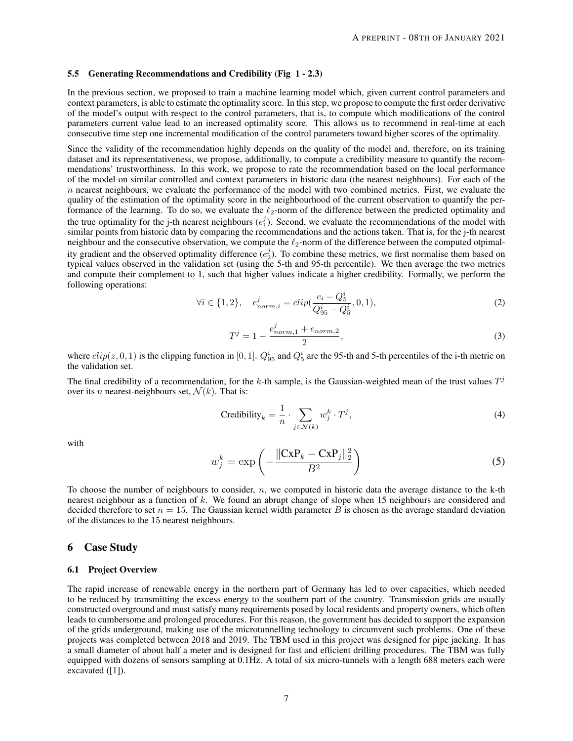### 5.5 Generating Recommendations and Credibility (Fig 1 - 2.3)

In the previous section, we proposed to train a machine learning model which, given current control parameters and context parameters, is able to estimate the optimality score. In this step, we propose to compute the first order derivative of the model's output with respect to the control parameters, that is, to compute which modifications of the control parameters current value lead to an increased optimality score. This allows us to recommend in real-time at each consecutive time step one incremental modification of the control parameters toward higher scores of the optimality.

Since the validity of the recommendation highly depends on the quality of the model and, therefore, on its training dataset and its representativeness, we propose, additionally, to compute a credibility measure to quantify the recommendations' trustworthiness. In this work, we propose to rate the recommendation based on the local performance of the model on similar controlled and context parameters in historic data (the nearest neighbours). For each of the $n$ nearest neighbours, we evaluate the performance of the model with two combined metrics. First, we evaluate the quality of the estimation of the optimality score in the neighbourhood of the current observation to quantify the performance of the learning. To do so, we evaluate the $\ell_2$-norm of the difference between the predicted optimality and the true optimality for the j-th nearest neighbours ($e_1^j$). Second, we evaluate the recommendations of the model with similar points from historic data by comparing the recommendations and the actions taken. That is, for the j-th nearest neighbour and the consecutive observation, we compute the $\ell_2$-norm of the difference between the computed otpimality gradient and the observed optimality difference ($e_2^j$). To combine these metrics, we first normalise them based on typical values observed in the validation set (using the 5-th and 95-th percentile). We then average the two metrics and compute their complement to 1, such that higher values indicate a higher credibility. Formally, we perform the following operations:

$$\forall i \in \{1, 2\}, \quad e_{norm,i}^j = clip(\frac{e_i - Q_5^i}{Q_{95}^i - Q_5^i}, 0, 1), \tag{2}$$

$$T^j = 1 - \frac{e_{norm,1}^j + e_{norm,2}}{2}, \tag{3}$$

where $clip(z, 0, 1)$ is the clipping function in $[0, 1]$. $Q_{95}^i$ and $Q_5^i$ are the 95-th and 5-th percentiles of the i-th metric on the validation set.

The final credibility of a recommendation, for the $k$-th sample, is the Gaussian-weighted mean of the trust values $T^j$ over its $n$ nearest-neighbours set, $\mathcal{N}(k)$. That is:

$$\text{Credibility}_k = \frac{1}{n} \cdot \sum_{j \in \mathcal{N}(k)} w_j^k \cdot T^j, \tag{4}$$

with

$$w_j^k = \exp\left(-\frac{\|\text{CxP}_k - \text{CxP}_j\|_2^2}{B^2}\right) \tag{5}$$

To choose the number of neighbours to consider, $n$, we computed in historic data the average distance to the k-th nearest neighbour as a function of $k$. We found an abrupt change of slope when 15 neighbours are considered and decided therefore to set $n = 15$. The Gaussian kernel width parameter $B$ is chosen as the average standard deviation of the distances to the 15 nearest neighbours.

## 6 Case Study

### 6.1 Project Overview

The rapid increase of renewable energy in the northern part of Germany has led to over capacities, which needed to be reduced by transmitting the excess energy to the southern part of the country. Transmission grids are usually constructed overground and must satisfy many requirements posed by local residents and property owners, which often leads to cumbersome and prolonged procedures. For this reason, the government has decided to support the expansion of the grids underground, making use of the microtunnelling technology to circumvent such problems. One of these projects was completed between 2018 and 2019. The TBM used in this project was designed for pipe jacking. It has a small diameter of about half a meter and is designed for fast and efficient drilling procedures. The TBM was fully equipped with dozens of sensors sampling at 0.1Hz. A total of six micro-tunnels with a length 688 meters each were excavated ([1]).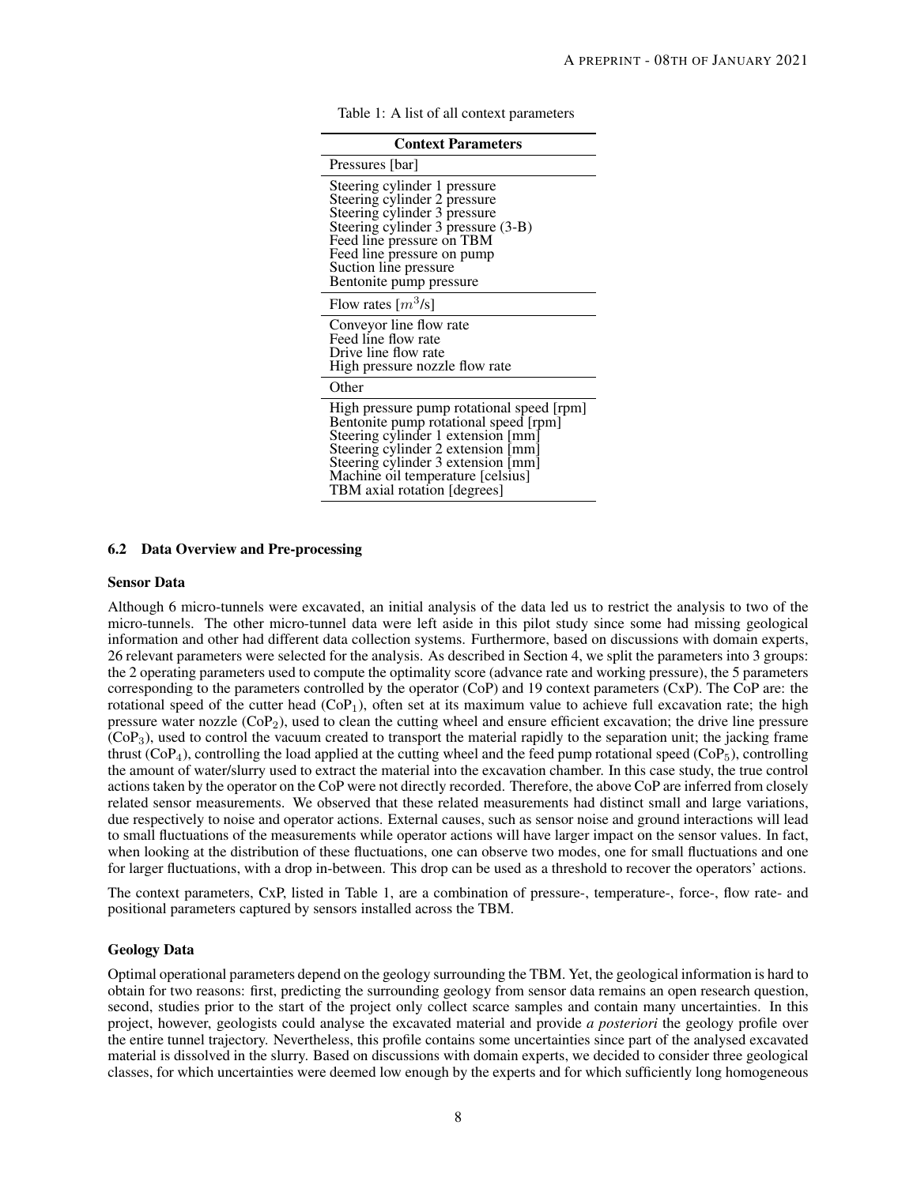Table 1: A list of all context parameters

| Context Parameters |
|---|
| Pressures [bar] |
| Steering cylinder 1 pressure<br>Steering cylinder 2 pressure<br>Steering cylinder 3 pressure<br>Steering cylinder 3 pressure (3-B)<br>Feed line pressure on TBM<br>Feed line pressure on pump<br>Suction line pressure<br>Bentonite pump pressure |
| Flow rates [$m^3$/s] |
| Conveyor line flow rate<br>Feed line flow rate<br>Drive line flow rate<br>High pressure nozzle flow rate |
| Other |
| High pressure pump rotational speed [rpm]<br>Bentonite pump rotational speed [rpm]<br>Steering cylinder 1 extension [mm]<br>Steering cylinder 2 extension [mm]<br>Steering cylinder 3 extension [mm]<br>Machine oil temperature [celsius]<br>TBM axial rotation [degrees] |

### 6.2 Data Overview and Pre-processing

#### Sensor Data

Although 6 micro-tunnels were excavated, an initial analysis of the data led us to restrict the analysis to two of the micro-tunnels. The other micro-tunnel data were left aside in this pilot study since some had missing geological information and other had different data collection systems. Furthermore, based on discussions with domain experts, 26 relevant parameters were selected for the analysis. As described in Section 4, we split the parameters into 3 groups: the 2 operating parameters used to compute the optimality score (advance rate and working pressure), the 5 parameters corresponding to the parameters controlled by the operator (CoP) and 19 context parameters (CxP). The CoP are: the rotational speed of the cutter head ($CoP_1$), often set at its maximum value to achieve full excavation rate; the high pressure water nozzle ($CoP_2$), used to clean the cutting wheel and ensure efficient excavation; the drive line pressure ($CoP_3$), used to control the vacuum created to transport the material rapidly to the separation unit; the jacking frame thrust ($CoP_4$), controlling the load applied at the cutting wheel and the feed pump rotational speed ($CoP_5$), controlling the amount of water/slurry used to extract the material into the excavation chamber. In this case study, the true control actions taken by the operator on the CoP were not directly recorded. Therefore, the above CoP are inferred from closely related sensor measurements. We observed that these related measurements had distinct small and large variations, due respectively to noise and operator actions. External causes, such as sensor noise and ground interactions will lead to small fluctuations of the measurements while operator actions will have larger impact on the sensor values. In fact, when looking at the distribution of these fluctuations, one can observe two modes, one for small fluctuations and one for larger fluctuations, with a drop in-between. This drop can be used as a threshold to recover the operators' actions.

The context parameters, CxP, listed in Table 1, are a combination of pressure-, temperature-, force-, flow rate- and positional parameters captured by sensors installed across the TBM.

#### Geology Data

Optimal operational parameters depend on the geology surrounding the TBM. Yet, the geological information is hard to obtain for two reasons: first, predicting the surrounding geology from sensor data remains an open research question, second, studies prior to the start of the project only collect scarce samples and contain many uncertainties. In this project, however, geologists could analyse the excavated material and provide *a posteriori* the geology profile over the entire tunnel trajectory. Nevertheless, this profile contains some uncertainties since part of the analysed excavated material is dissolved in the slurry. Based on discussions with domain experts, we decided to consider three geological classes, for which uncertainties were deemed low enough by the experts and for which sufficiently long homogeneous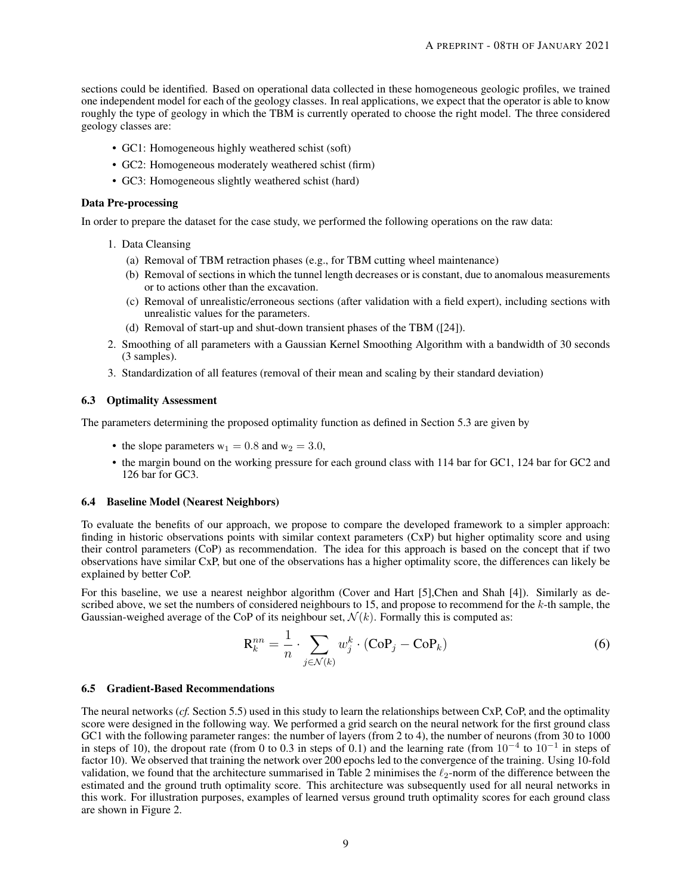sections could be identified. Based on operational data collected in these homogeneous geologic profiles, we trained one independent model for each of the geology classes. In real applications, we expect that the operator is able to know roughly the type of geology in which the TBM is currently operated to choose the right model. The three considered geology classes are:

- GC1: Homogeneous highly weathered schist (soft)
- GC2: Homogeneous moderately weathered schist (firm)
- GC3: Homogeneous slightly weathered schist (hard)

**Data Pre-processing**

In order to prepare the dataset for the case study, we performed the following operations on the raw data:

1. Data Cleansing
   (a) Removal of TBM retraction phases (e.g., for TBM cutting wheel maintenance)
   (b) Removal of sections in which the tunnel length decreases or is constant, due to anomalous measurements or to actions other than the excavation.
   (c) Removal of unrealistic/erroneous sections (after validation with a field expert), including sections with unrealistic values for the parameters.
   (d) Removal of start-up and shut-down transient phases of the TBM ([24]).
2. Smoothing of all parameters with a Gaussian Kernel Smoothing Algorithm with a bandwidth of 30 seconds (3 samples).
3. Standardization of all features (removal of their mean and scaling by their standard deviation)

### 6.3 Optimality Assessment

The parameters determining the proposed optimality function as defined in Section 5.3 are given by

- the slope parameters $\mathrm{w}_1 = 0.8$ and $\mathrm{w}_2 = 3.0$,
- the margin bound on the working pressure for each ground class with 114 bar for GC1, 124 bar for GC2 and 126 bar for GC3.

### 6.4 Baseline Model (Nearest Neighbors)

To evaluate the benefits of our approach, we propose to compare the developed framework to a simpler approach: finding in historic observations points with similar context parameters (CxP) but higher optimality score and using their control parameters (CoP) as recommendation. The idea for this approach is based on the concept that if two observations have similar CxP, but one of the observations has a higher optimality score, the differences can likely be explained by better CoP.

For this baseline, we use a nearest neighbor algorithm (Cover and Hart [5],Chen and Shah [4]). Similarly as described above, we set the numbers of considered neighbours to 15, and propose to recommend for the $k$-th sample, the Gaussian-weighed average of the CoP of its neighbour set, $\mathcal{N}(k)$. Formally this is computed as:

$$\mathrm{R}_k^{nn} = \frac{1}{n} \cdot \sum_{j \in \mathcal{N}(k)} w_j^k \cdot (\mathrm{CoP}_j - \mathrm{CoP}_k) \tag{6}$$

### 6.5 Gradient-Based Recommendations

The neural networks (*cf.* Section 5.5) used in this study to learn the relationships between CxP, CoP, and the optimality score were designed in the following way. We performed a grid search on the neural network for the first ground class GC1 with the following parameter ranges: the number of layers (from 2 to 4), the number of neurons (from 30 to 1000 in steps of 10), the dropout rate (from 0 to 0.3 in steps of 0.1) and the learning rate (from $10^{-4}$ to $10^{-1}$ in steps of factor 10). We observed that training the network over 200 epochs led to the convergence of the training. Using 10-fold validation, we found that the architecture summarised in Table 2 minimises the $\ell_2$-norm of the difference between the estimated and the ground truth optimality score. This architecture was subsequently used for all neural networks in this work. For illustration purposes, examples of learned versus ground truth optimality scores for each ground class are shown in Figure 2.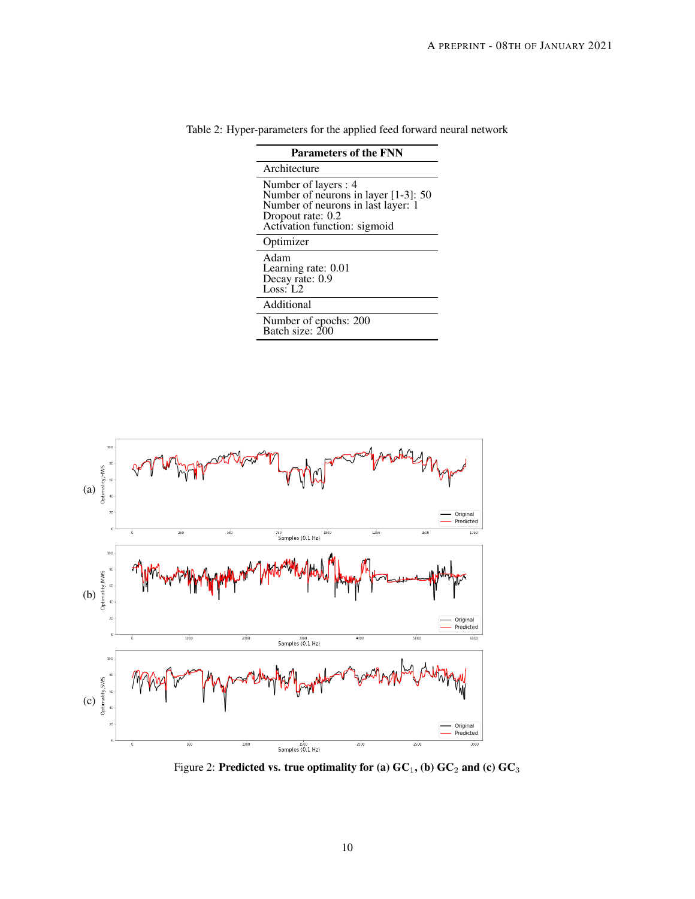Table 2: Hyper-parameters for the applied feed forward neural network

| **Parameters of the FNN** |
|---|
| Architecture |
| Number of layers : 4<br>Number of neurons in layer [1-3]: 50<br>Number of neurons in last layer: 1<br>Dropout rate: 0.2<br>Activation function: sigmoid |
| Optimizer |
| Adam<br>Learning rate: 0.01<br>Decay rate: 0.9<br>Loss: L2 |
| Additional |
| Number of epochs: 200<br>Batch size: 200 |

Figure 2: **Predicted vs. true optimality for (a) $\mathrm{GC}_1$, (b) $\mathrm{GC}_2$ and (c) $\mathrm{GC}_3$**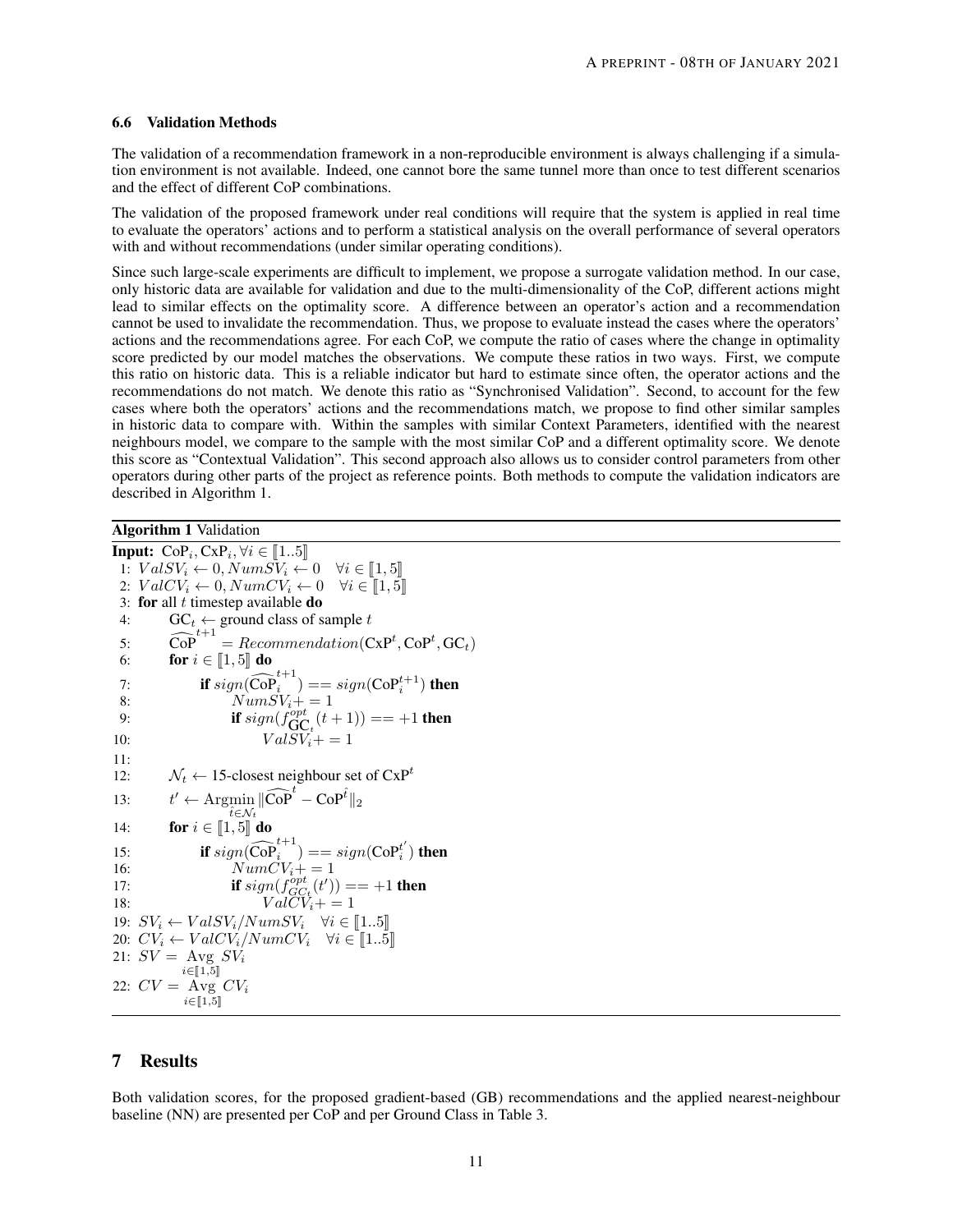### 6.6 Validation Methods

The validation of a recommendation framework in a non-reproducible environment is always challenging if a simulation environment is not available. Indeed, one cannot bore the same tunnel more than once to test different scenarios and the effect of different CoP combinations.

The validation of the proposed framework under real conditions will require that the system is applied in real time to evaluate the operators' actions and to perform a statistical analysis on the overall performance of several operators with and without recommendations (under similar operating conditions).

Since such large-scale experiments are difficult to implement, we propose a surrogate validation method. In our case, only historic data are available for validation and due to the multi-dimensionality of the CoP, different actions might lead to similar effects on the optimality score. A difference between an operator's action and a recommendation cannot be used to invalidate the recommendation. Thus, we propose to evaluate instead the cases where the operators' actions and the recommendations agree. For each CoP, we compute the ratio of cases where the change in optimality score predicted by our model matches the observations. We compute these ratios in two ways. First, we compute this ratio on historic data. This is a reliable indicator but hard to estimate since often, the operator actions and the recommendations do not match. We denote this ratio as "Synchronised Validation". Second, to account for the few cases where both the operators' actions and the recommendations match, we propose to find other similar samples in historic data to compare with. Within the samples with similar Context Parameters, identified with the nearest neighbours model, we compare to the sample with the most similar CoP and a different optimality score. We denote this score as "Contextual Validation". This second approach also allows us to consider control parameters from other operators during other parts of the project as reference points. Both methods to compute the validation indicators are described in Algorithm 1.

**Algorithm 1** Validation

**Input:** $\text{CoP}_i, \text{CxP}_i, \forall i \in [\![1..5]\!]$

1: $ValSV_i \leftarrow 0, NumSV_i \leftarrow 0 \quad \forall i \in [\![1,5]\!]$
2: $ValCV_i \leftarrow 0, NumCV_i \leftarrow 0 \quad \forall i \in [\![1,5]\!]$
3: **for** all $t$ timestep available **do**
4: $\quad \text{GC}_t \leftarrow$ ground class of sample $t$
5: $\quad \widehat{\text{CoP}}^{t+1} = Recommendation(\text{CxP}^t, \text{CoP}^t, \text{GC}_t)$
6: $\quad$ **for** $i \in [\![1,5]\!]$ **do**
7: $\quad\quad$ **if** $sign(\widehat{\text{CoP}}_i^{t+1}) == sign(\text{CoP}_i^{t+1})$ **then**
8: $\quad\quad\quad NumSV_i += 1$
9: $\quad\quad\quad$ **if** $sign(f^{opt}_{\text{GC}_t}(t+1)) == +1$ **then**
10: $\quad\quad\quad\quad ValSV_i += 1$
11:
12: $\quad \mathcal{N}_t \leftarrow$ 15-closest neighbour set of $\text{CxP}^t$
13: $\quad t' \leftarrow \underset{\hat{t} \in \mathcal{N}_t}{\text{Argmin}} \|\widehat{\text{CoP}}^t - \text{CoP}^{\hat{t}}\|_2$
14: $\quad$ **for** $i \in [\![1,5]\!]$ **do**
15: $\quad\quad$ **if** $sign(\widehat{\text{CoP}}_i^{t+1}) == sign(\text{CoP}_i^{t'})$ **then**
16: $\quad\quad\quad NumCV_i += 1$
17: $\quad\quad\quad$ **if** $sign(f^{opt}_{GC_t}(t')) == +1$ **then**
18: $\quad\quad\quad\quad ValCV_i += 1$
19: $SV_i \leftarrow ValSV_i / NumSV_i \quad \forall i \in [\![1..5]\!]$
20: $CV_i \leftarrow ValCV_i / NumCV_i \quad \forall i \in [\![1..5]\!]$
21: $SV = \underset{i \in [\![1,5]\!]}{\text{Avg}} \; SV_i$
22: $CV = \underset{i \in [\![1,5]\!]}{\text{Avg}} \; CV_i$

# 7 Results

Both validation scores, for the proposed gradient-based (GB) recommendations and the applied nearest-neighbour baseline (NN) are presented per CoP and per Ground Class in Table 3.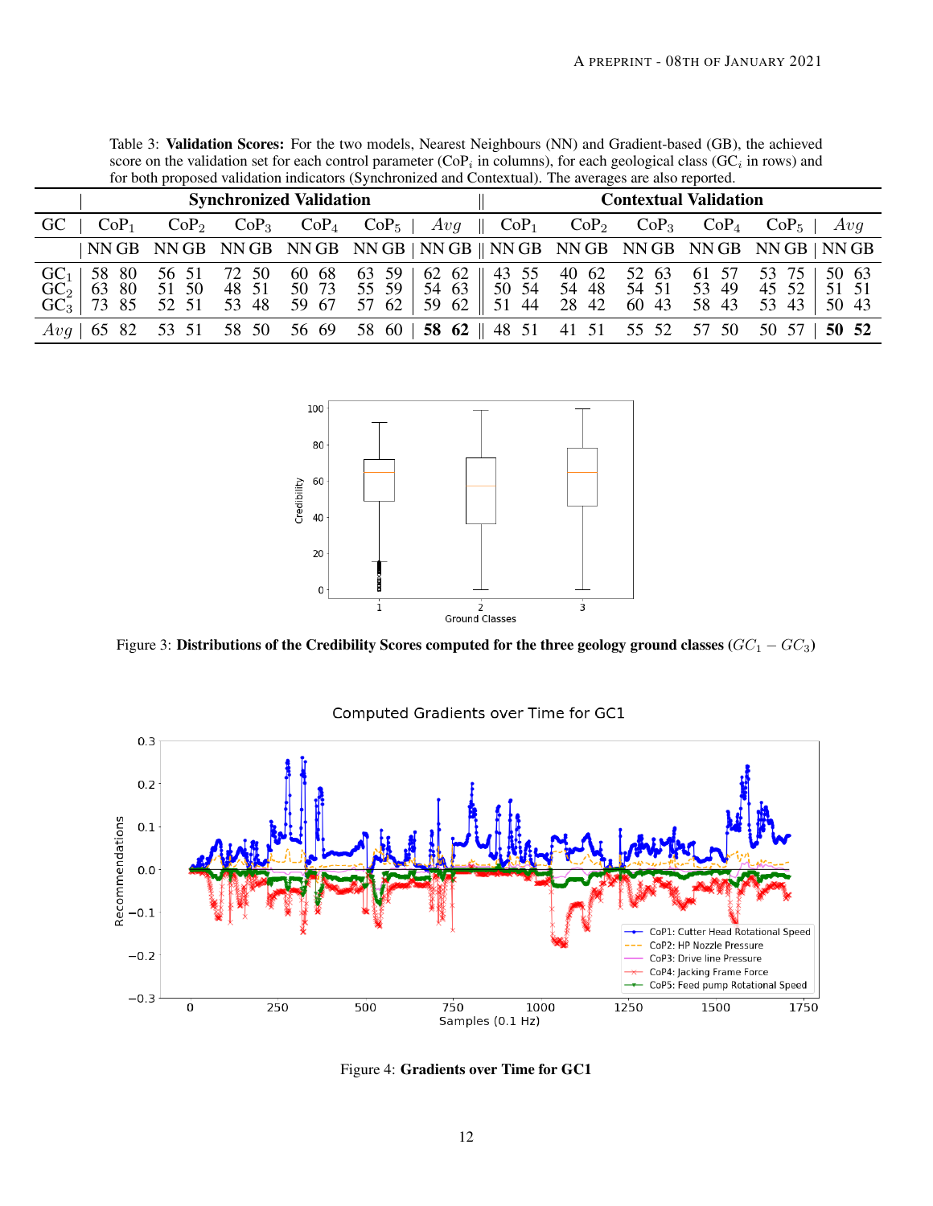Table 3: **Validation Scores:** For the two models, Nearest Neighbours (NN) and Gradient-based (GB), the achieved score on the validation set for each control parameter ($CoP_i$ in columns), for each geological class ($GC_i$ in rows) and for both proposed validation indicators (Synchronized and Contextual). The averages are also reported.

| | **Synchronized Validation** | | | | | | | | | | | | **Contextual Validation** | | | | | | | | | | | |
|---|---|---|---|---|---|---|---|---|---|---|---|---|---|---|---|---|---|---|---|---|---|---|---|---|
| GC | $CoP_1$ | | $CoP_2$ | | $CoP_3$ | | $CoP_4$ | | $CoP_5$ | | $Avg$ | | $CoP_1$ | | $CoP_2$ | | $CoP_3$ | | $CoP_4$ | | $CoP_5$ | | $Avg$ | |
| | NN | GB | NN | GB | NN | GB | NN | GB | NN | GB | NN | GB | NN | GB | NN | GB | NN | GB | NN | GB | NN | GB | NN | GB |
| $GC_1$ | 58 | 80 | 56 | 51 | 72 | 50 | 60 | 68 | 63 | 59 | 62 | 62 | 43 | 55 | 40 | 62 | 52 | 63 | 61 | 57 | 53 | 75 | 50 | 63 |
| $GC_2$ | 63 | 80 | 51 | 50 | 48 | 51 | 50 | 73 | 55 | 59 | 54 | 63 | 50 | 54 | 54 | 48 | 54 | 51 | 53 | 49 | 45 | 52 | 51 | 51 |
| $GC_3$ | 73 | 85 | 52 | 51 | 53 | 48 | 59 | 67 | 57 | 62 | 59 | 62 | 51 | 44 | 28 | 42 | 60 | 43 | 58 | 43 | 53 | 43 | 50 | 43 |
| $Avg$ | 65 | 82 | 53 | 51 | 58 | 50 | 56 | 69 | 58 | 60 | **58** | **62** | 48 | 51 | 41 | 51 | 55 | 52 | 57 | 50 | 50 | 57 | **50** | **52** |

Figure 3: **Distributions of the Credibility Scores computed for the three geology ground classes** ($GC_1 - GC_3$)

Figure 4: **Gradients over Time for GC1**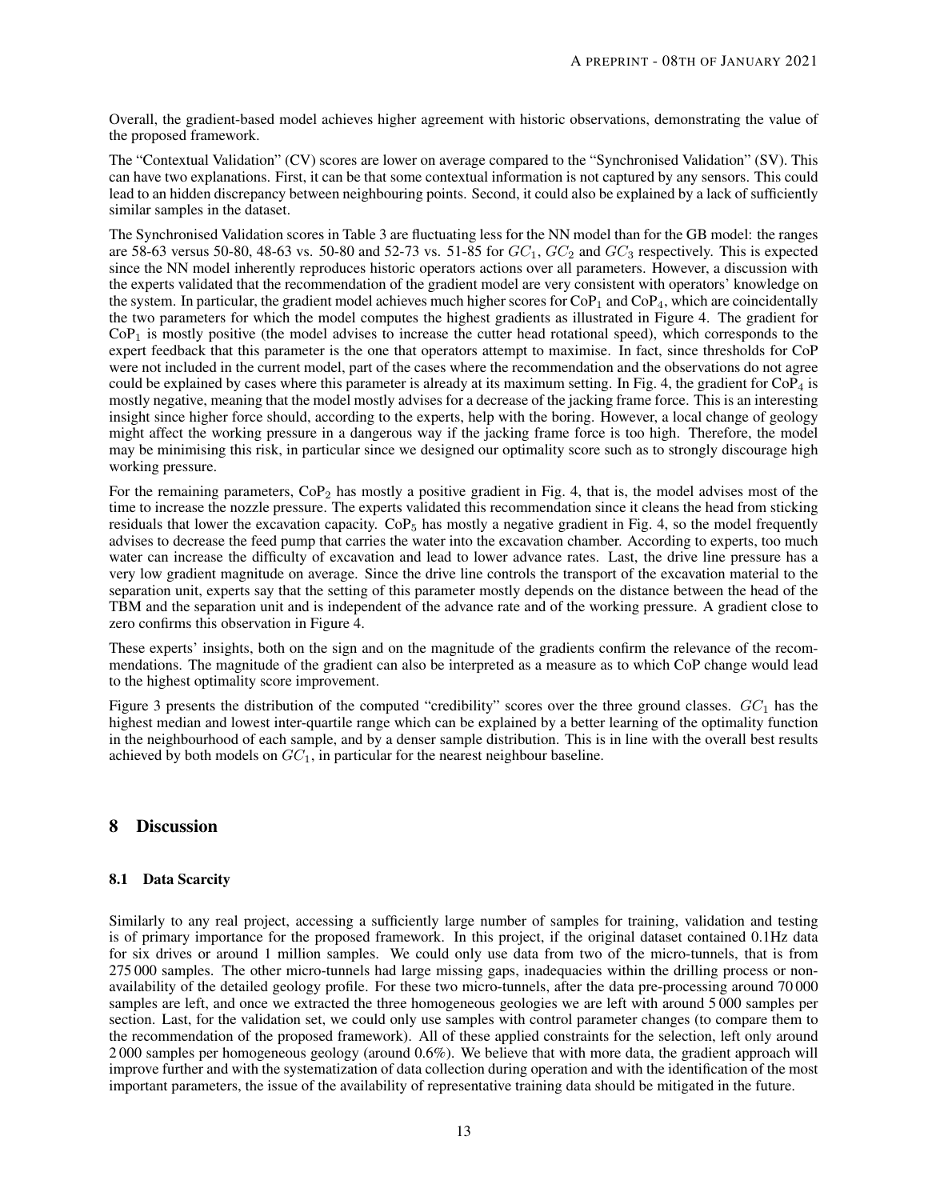Overall, the gradient-based model achieves higher agreement with historic observations, demonstrating the value of the proposed framework.

The "Contextual Validation" (CV) scores are lower on average compared to the "Synchronised Validation" (SV). This can have two explanations. First, it can be that some contextual information is not captured by any sensors. This could lead to an hidden discrepancy between neighbouring points. Second, it could also be explained by a lack of sufficiently similar samples in the dataset.

The Synchronised Validation scores in Table 3 are fluctuating less for the NN model than for the GB model: the ranges are 58-63 versus 50-80, 48-63 vs. 50-80 and 52-73 vs. 51-85 for $GC_1$, $GC_2$ and $GC_3$ respectively. This is expected since the NN model inherently reproduces historic operators actions over all parameters. However, a discussion with the experts validated that the recommendation of the gradient model are very consistent with operators' knowledge on the system. In particular, the gradient model achieves much higher scores for $\text{CoP}_1$ and $\text{CoP}_4$, which are coincidentally the two parameters for which the model computes the highest gradients as illustrated in Figure 4. The gradient for $\text{CoP}_1$ is mostly positive (the model advises to increase the cutter head rotational speed), which corresponds to the expert feedback that this parameter is the one that operators attempt to maximise. In fact, since thresholds for CoP were not included in the current model, part of the cases where the recommendation and the observations do not agree could be explained by cases where this parameter is already at its maximum setting. In Fig. 4, the gradient for $\text{CoP}_4$ is mostly negative, meaning that the model mostly advises for a decrease of the jacking frame force. This is an interesting insight since higher force should, according to the experts, help with the boring. However, a local change of geology might affect the working pressure in a dangerous way if the jacking frame force is too high. Therefore, the model may be minimising this risk, in particular since we designed our optimality score such as to strongly discourage high working pressure.

For the remaining parameters, $\text{CoP}_2$ has mostly a positive gradient in Fig. 4, that is, the model advises most of the time to increase the nozzle pressure. The experts validated this recommendation since it cleans the head from sticking residuals that lower the excavation capacity. $\text{CoP}_5$ has mostly a negative gradient in Fig. 4, so the model frequently advises to decrease the feed pump that carries the water into the excavation chamber. According to experts, too much water can increase the difficulty of excavation and lead to lower advance rates. Last, the drive line pressure has a very low gradient magnitude on average. Since the drive line controls the transport of the excavation material to the separation unit, experts say that the setting of this parameter mostly depends on the distance between the head of the TBM and the separation unit and is independent of the advance rate and of the working pressure. A gradient close to zero confirms this observation in Figure 4.

These experts' insights, both on the sign and on the magnitude of the gradients confirm the relevance of the recommendations. The magnitude of the gradient can also be interpreted as a measure as to which CoP change would lead to the highest optimality score improvement.

Figure 3 presents the distribution of the computed "credibility" scores over the three ground classes. $GC_1$ has the highest median and lowest inter-quartile range which can be explained by a better learning of the optimality function in the neighbourhood of each sample, and by a denser sample distribution. This is in line with the overall best results achieved by both models on $GC_1$, in particular for the nearest neighbour baseline.

## 8 Discussion

### 8.1 Data Scarcity

Similarly to any real project, accessing a sufficiently large number of samples for training, validation and testing is of primary importance for the proposed framework. In this project, if the original dataset contained 0.1Hz data for six drives or around 1 million samples. We could only use data from two of the micro-tunnels, that is from 275 000 samples. The other micro-tunnels had large missing gaps, inadequacies within the drilling process or non-availability of the detailed geology profile. For these two micro-tunnels, after the data pre-processing around 70 000 samples are left, and once we extracted the three homogeneous geologies we are left with around 5 000 samples per section. Last, for the validation set, we could only use samples with control parameter changes (to compare them to the recommendation of the proposed framework). All of these applied constraints for the selection, left only around 2 000 samples per homogeneous geology (around 0.6%). We believe that with more data, the gradient approach will improve further and with the systematization of data collection during operation and with the identification of the most important parameters, the issue of the availability of representative training data should be mitigated in the future.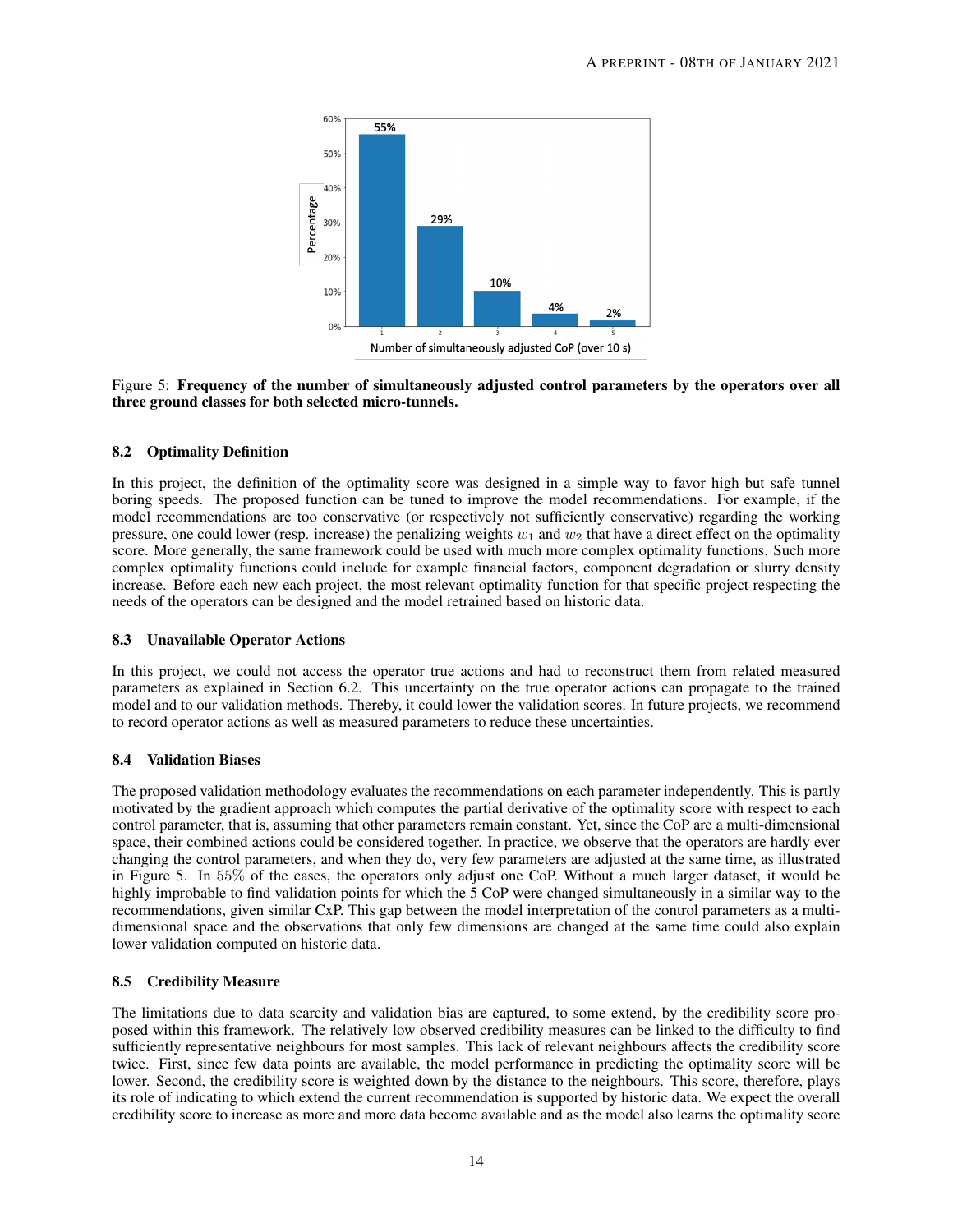Figure 5: **Frequency of the number of simultaneously adjusted control parameters by the operators over all three ground classes for both selected micro-tunnels.**

### 8.2 Optimality Definition

In this project, the definition of the optimality score was designed in a simple way to favor high but safe tunnel boring speeds. The proposed function can be tuned to improve the model recommendations. For example, if the model recommendations are too conservative (or respectively not sufficiently conservative) regarding the working pressure, one could lower (resp. increase) the penalizing weights $w_1$ and $w_2$ that have a direct effect on the optimality score. More generally, the same framework could be used with much more complex optimality functions. Such more complex optimality functions could include for example financial factors, component degradation or slurry density increase. Before each new each project, the most relevant optimality function for that specific project respecting the needs of the operators can be designed and the model retrained based on historic data.

### 8.3 Unavailable Operator Actions

In this project, we could not access the operator true actions and had to reconstruct them from related measured parameters as explained in Section 6.2. This uncertainty on the true operator actions can propagate to the trained model and to our validation methods. Thereby, it could lower the validation scores. In future projects, we recommend to record operator actions as well as measured parameters to reduce these uncertainties.

### 8.4 Validation Biases

The proposed validation methodology evaluates the recommendations on each parameter independently. This is partly motivated by the gradient approach which computes the partial derivative of the optimality score with respect to each control parameter, that is, assuming that other parameters remain constant. Yet, since the CoP are a multi-dimensional space, their combined actions could be considered together. In practice, we observe that the operators are hardly ever changing the control parameters, and when they do, very few parameters are adjusted at the same time, as illustrated in Figure 5. In $55\%$ of the cases, the operators only adjust one CoP. Without a much larger dataset, it would be highly improbable to find validation points for which the 5 CoP were changed simultaneously in a similar way to the recommendations, given similar CxP. This gap between the model interpretation of the control parameters as a multi-dimensional space and the observations that only few dimensions are changed at the same time could also explain lower validation computed on historic data.

### 8.5 Credibility Measure

The limitations due to data scarcity and validation bias are captured, to some extend, by the credibility score proposed within this framework. The relatively low observed credibility measures can be linked to the difficulty to find sufficiently representative neighbours for most samples. This lack of relevant neighbours affects the credibility score twice. First, since few data points are available, the model performance in predicting the optimality score will be lower. Second, the credibility score is weighted down by the distance to the neighbours. This score, therefore, plays its role of indicating to which extend the current recommendation is supported by historic data. We expect the overall credibility score to increase as more and more data become available and as the model also learns the optimality score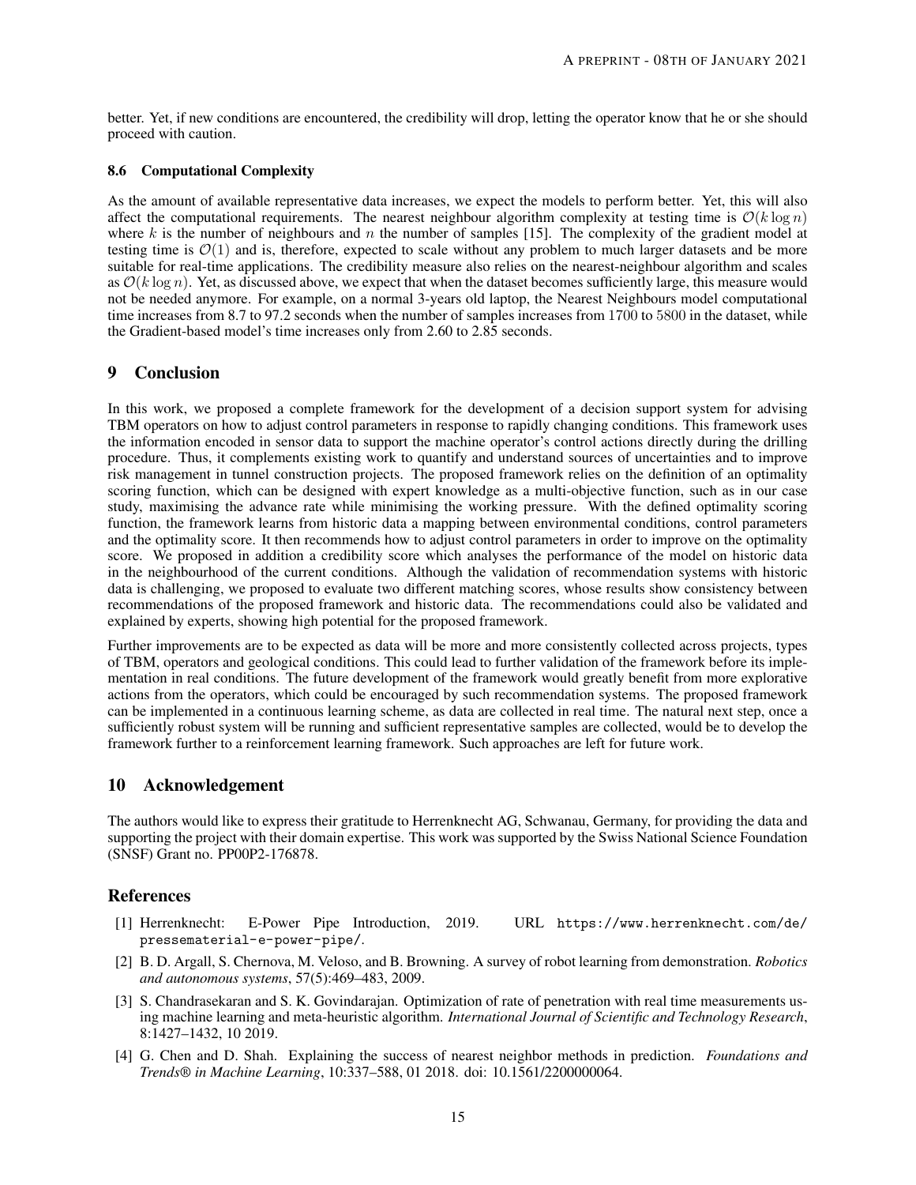better. Yet, if new conditions are encountered, the credibility will drop, letting the operator know that he or she should proceed with caution.

### 8.6 Computational Complexity

As the amount of available representative data increases, we expect the models to perform better. Yet, this will also affect the computational requirements. The nearest neighbour algorithm complexity at testing time is $\mathcal{O}(k \log n)$ where $k$ is the number of neighbours and $n$ the number of samples [15]. The complexity of the gradient model at testing time is $\mathcal{O}(1)$ and is, therefore, expected to scale without any problem to much larger datasets and be more suitable for real-time applications. The credibility measure also relies on the nearest-neighbour algorithm and scales as $\mathcal{O}(k \log n)$. Yet, as discussed above, we expect that when the dataset becomes sufficiently large, this measure would not be needed anymore. For example, on a normal 3-years old laptop, the Nearest Neighbours model computational time increases from 8.7 to 97.2 seconds when the number of samples increases from 1700 to 5800 in the dataset, while the Gradient-based model's time increases only from 2.60 to 2.85 seconds.

## 9 Conclusion

In this work, we proposed a complete framework for the development of a decision support system for advising TBM operators on how to adjust control parameters in response to rapidly changing conditions. This framework uses the information encoded in sensor data to support the machine operator's control actions directly during the drilling procedure. Thus, it complements existing work to quantify and understand sources of uncertainties and to improve risk management in tunnel construction projects. The proposed framework relies on the definition of an optimality scoring function, which can be designed with expert knowledge as a multi-objective function, such as in our case study, maximising the advance rate while minimising the working pressure. With the defined optimality scoring function, the framework learns from historic data a mapping between environmental conditions, control parameters and the optimality score. It then recommends how to adjust control parameters in order to improve on the optimality score. We proposed in addition a credibility score which analyses the performance of the model on historic data in the neighbourhood of the current conditions. Although the validation of recommendation systems with historic data is challenging, we proposed to evaluate two different matching scores, whose results show consistency between recommendations of the proposed framework and historic data. The recommendations could also be validated and explained by experts, showing high potential for the proposed framework.

Further improvements are to be expected as data will be more and more consistently collected across projects, types of TBM, operators and geological conditions. This could lead to further validation of the framework before its implementation in real conditions. The future development of the framework would greatly benefit from more explorative actions from the operators, which could be encouraged by such recommendation systems. The proposed framework can be implemented in a continuous learning scheme, as data are collected in real time. The natural next step, once a sufficiently robust system will be running and sufficient representative samples are collected, would be to develop the framework further to a reinforcement learning framework. Such approaches are left for future work.

## 10 Acknowledgement

The authors would like to express their gratitude to Herrenknecht AG, Schwanau, Germany, for providing the data and supporting the project with their domain expertise. This work was supported by the Swiss National Science Foundation (SNSF) Grant no. PP00P2-176878.

## References

[1] Herrenknecht: E-Power Pipe Introduction, 2019. URL https://www.herrenknecht.com/de/pressematerial-e-power-pipe/.

[2] B. D. Argall, S. Chernova, M. Veloso, and B. Browning. A survey of robot learning from demonstration. *Robotics and autonomous systems*, 57(5):469–483, 2009.

[3] S. Chandrasekaran and S. K. Govindarajan. Optimization of rate of penetration with real time measurements using machine learning and meta-heuristic algorithm. *International Journal of Scientific and Technology Research*, 8:1427–1432, 10 2019.

[4] G. Chen and D. Shah. Explaining the success of nearest neighbor methods in prediction. *Foundations and Trends® in Machine Learning*, 10:337–588, 01 2018. doi: 10.1561/2200000064.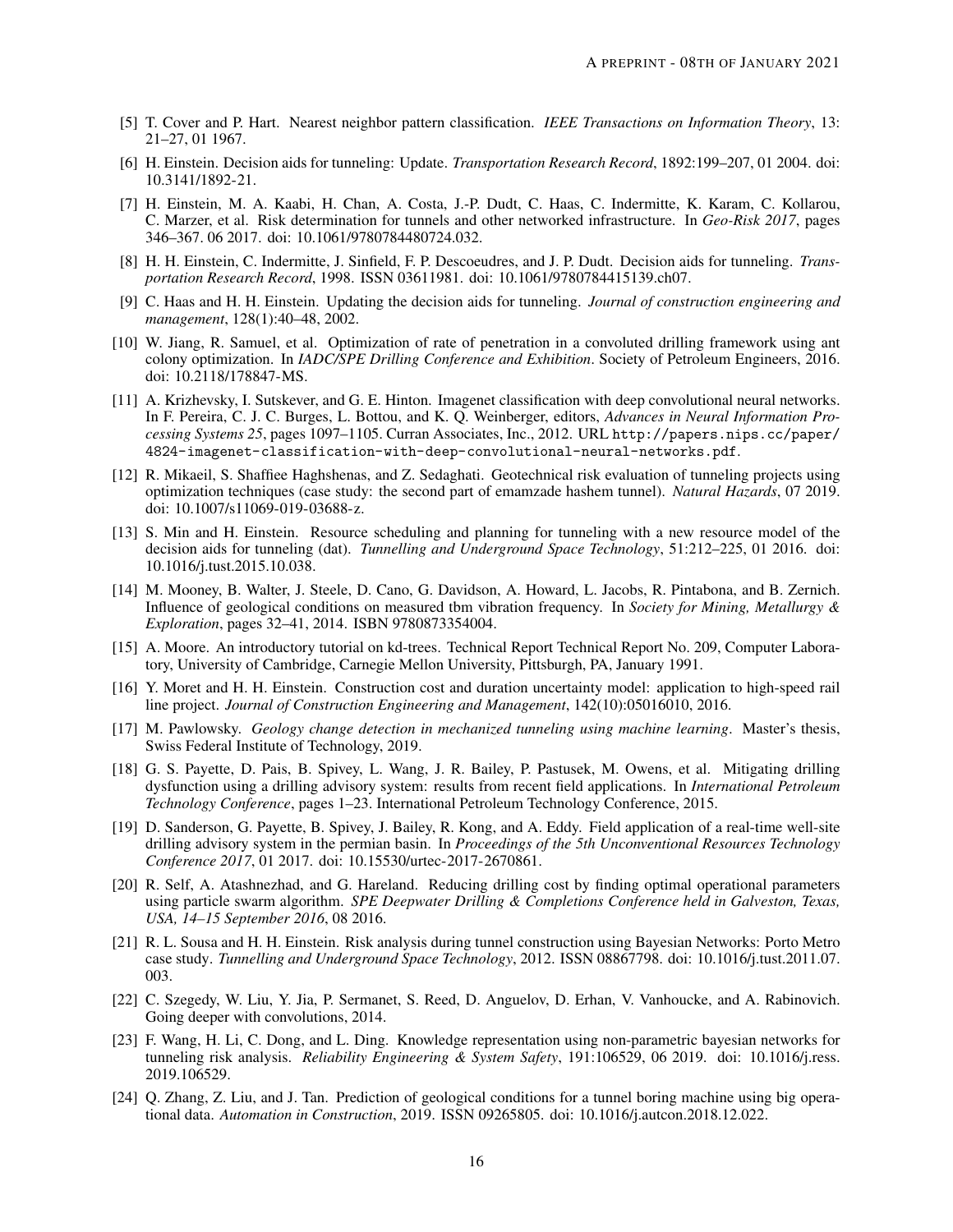[5] T. Cover and P. Hart. Nearest neighbor pattern classification. *IEEE Transactions on Information Theory*, 13: 21–27, 01 1967.

[6] H. Einstein. Decision aids for tunneling: Update. *Transportation Research Record*, 1892:199–207, 01 2004. doi: 10.3141/1892-21.

[7] H. Einstein, M. A. Kaabi, H. Chan, A. Costa, J.-P. Dudt, C. Haas, C. Indermitte, K. Karam, C. Kollarou, C. Marzer, et al. Risk determination for tunnels and other networked infrastructure. In *Geo-Risk 2017*, pages 346–367. 06 2017. doi: 10.1061/9780784480724.032.

[8] H. H. Einstein, C. Indermitte, J. Sinfield, F. P. Descoeudres, and J. P. Dudt. Decision aids for tunneling. *Transportation Research Record*, 1998. ISSN 03611981. doi: 10.1061/9780784415139.ch07.

[9] C. Haas and H. H. Einstein. Updating the decision aids for tunneling. *Journal of construction engineering and management*, 128(1):40–48, 2002.

[10] W. Jiang, R. Samuel, et al. Optimization of rate of penetration in a convoluted drilling framework using ant colony optimization. In *IADC/SPE Drilling Conference and Exhibition*. Society of Petroleum Engineers, 2016. doi: 10.2118/178847-MS.

[11] A. Krizhevsky, I. Sutskever, and G. E. Hinton. Imagenet classification with deep convolutional neural networks. In F. Pereira, C. J. C. Burges, L. Bottou, and K. Q. Weinberger, editors, *Advances in Neural Information Processing Systems 25*, pages 1097–1105. Curran Associates, Inc., 2012. URL `http://papers.nips.cc/paper/4824-imagenet-classification-with-deep-convolutional-neural-networks.pdf`.

[12] R. Mikaeil, S. Shaffiee Haghshenas, and Z. Sedaghati. Geotechnical risk evaluation of tunneling projects using optimization techniques (case study: the second part of emamzade hashem tunnel). *Natural Hazards*, 07 2019. doi: 10.1007/s11069-019-03688-z.

[13] S. Min and H. Einstein. Resource scheduling and planning for tunneling with a new resource model of the decision aids for tunneling (dat). *Tunnelling and Underground Space Technology*, 51:212–225, 01 2016. doi: 10.1016/j.tust.2015.10.038.

[14] M. Mooney, B. Walter, J. Steele, D. Cano, G. Davidson, A. Howard, L. Jacobs, R. Pintabona, and B. Zernich. Influence of geological conditions on measured tbm vibration frequency. In *Society for Mining, Metallurgy & Exploration*, pages 32–41, 2014. ISBN 9780873354004.

[15] A. Moore. An introductory tutorial on kd-trees. Technical Report Technical Report No. 209, Computer Laboratory, University of Cambridge, Carnegie Mellon University, Pittsburgh, PA, January 1991.

[16] Y. Moret and H. H. Einstein. Construction cost and duration uncertainty model: application to high-speed rail line project. *Journal of Construction Engineering and Management*, 142(10):05016010, 2016.

[17] M. Pawlowsky. *Geology change detection in mechanized tunneling using machine learning*. Master's thesis, Swiss Federal Institute of Technology, 2019.

[18] G. S. Payette, D. Pais, B. Spivey, L. Wang, J. R. Bailey, P. Pastusek, M. Owens, et al. Mitigating drilling dysfunction using a drilling advisory system: results from recent field applications. In *International Petroleum Technology Conference*, pages 1–23. International Petroleum Technology Conference, 2015.

[19] D. Sanderson, G. Payette, B. Spivey, J. Bailey, R. Kong, and A. Eddy. Field application of a real-time well-site drilling advisory system in the permian basin. In *Proceedings of the 5th Unconventional Resources Technology Conference 2017*, 01 2017. doi: 10.15530/urtec-2017-2670861.

[20] R. Self, A. Atashnezhad, and G. Hareland. Reducing drilling cost by finding optimal operational parameters using particle swarm algorithm. *SPE Deepwater Drilling & Completions Conference held in Galveston, Texas, USA, 14–15 September 2016*, 08 2016.

[21] R. L. Sousa and H. H. Einstein. Risk analysis during tunnel construction using Bayesian Networks: Porto Metro case study. *Tunnelling and Underground Space Technology*, 2012. ISSN 08867798. doi: 10.1016/j.tust.2011.07.003.

[22] C. Szegedy, W. Liu, Y. Jia, P. Sermanet, S. Reed, D. Anguelov, D. Erhan, V. Vanhoucke, and A. Rabinovich. Going deeper with convolutions, 2014.

[23] F. Wang, H. Li, C. Dong, and L. Ding. Knowledge representation using non-parametric bayesian networks for tunneling risk analysis. *Reliability Engineering & System Safety*, 191:106529, 06 2019. doi: 10.1016/j.ress.2019.106529.

[24] Q. Zhang, Z. Liu, and J. Tan. Prediction of geological conditions for a tunnel boring machine using big operational data. *Automation in Construction*, 2019. ISSN 09265805. doi: 10.1016/j.autcon.2018.12.022.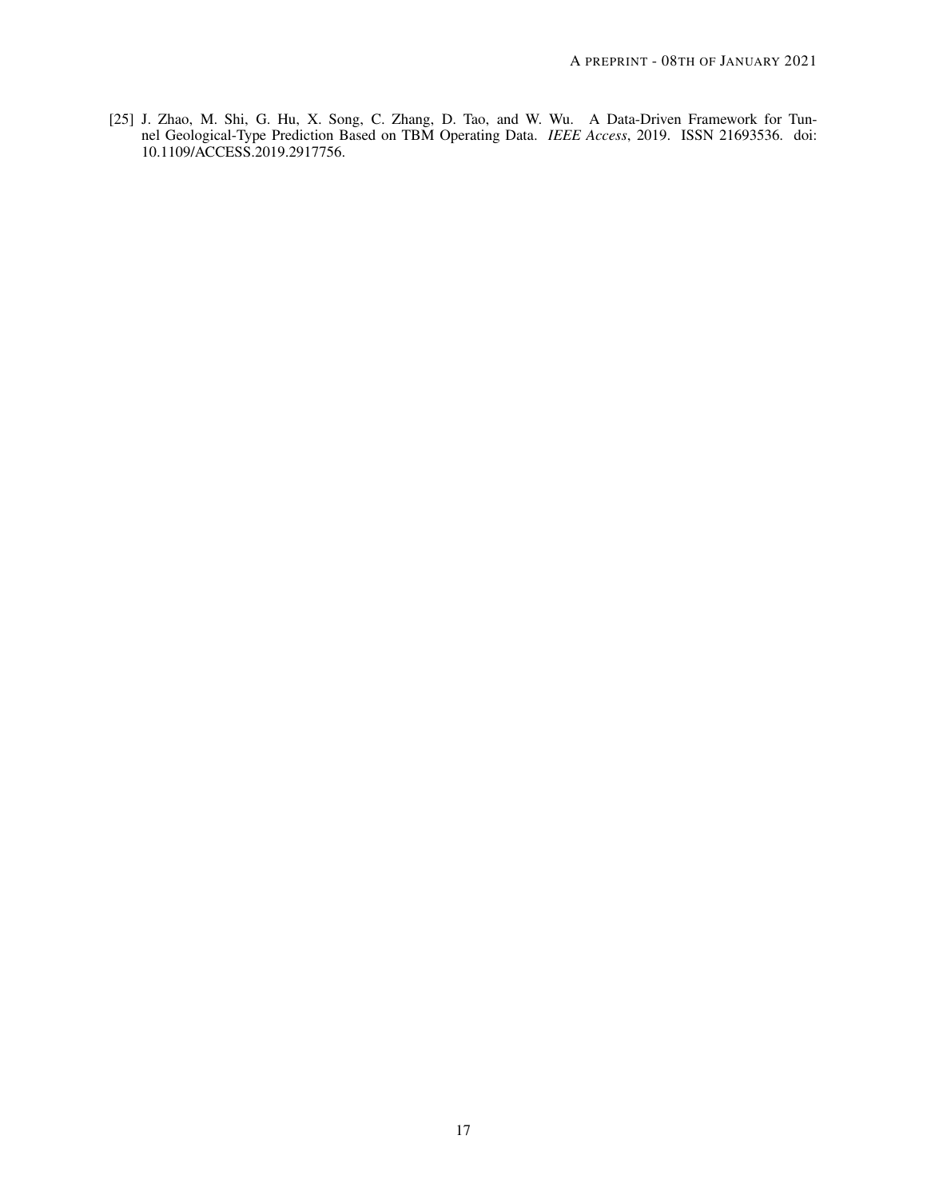[25] J. Zhao, M. Shi, G. Hu, X. Song, C. Zhang, D. Tao, and W. Wu. A Data-Driven Framework for Tunnel Geological-Type Prediction Based on TBM Operating Data. *IEEE Access*, 2019. ISSN 21693536. doi: 10.1109/ACCESS.2019.2917756.